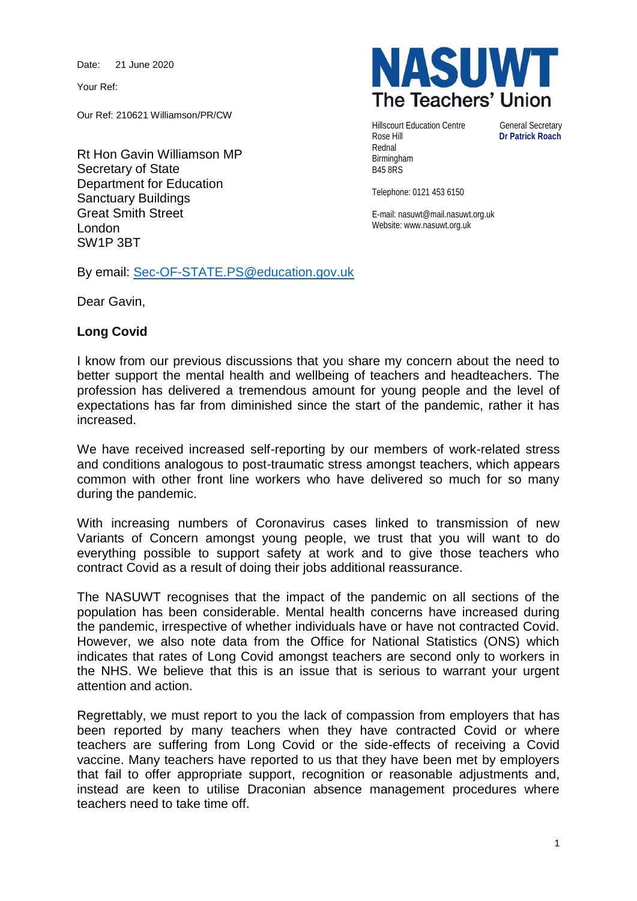Date: 21 June 2020

Your Ref:

Our Ref: 210621 Williamson/PR/CW

**NASUWT**
**The Teachers' Union**

Hillscourt Education Centre
Rose Hill
Rednal
Birmingham
B45 8RS

General Secretary
**Dr Patrick Roach**

Telephone: 0121 453 6150

E-mail: nasuwt@mail.nasuwt.org.uk
Website: www.nasuwt.org.uk

Rt Hon Gavin Williamson MP
Secretary of State
Department for Education
Sanctuary Buildings
Great Smith Street
London
SW1P 3BT

By email: Sec-OF-STATE.PS@education.gov.uk

Dear Gavin,

**Long Covid**

I know from our previous discussions that you share my concern about the need to better support the mental health and wellbeing of teachers and headteachers. The profession has delivered a tremendous amount for young people and the level of expectations has far from diminished since the start of the pandemic, rather it has increased.

We have received increased self-reporting by our members of work-related stress and conditions analogous to post-traumatic stress amongst teachers, which appears common with other front line workers who have delivered so much for so many during the pandemic.

With increasing numbers of Coronavirus cases linked to transmission of new Variants of Concern amongst young people, we trust that you will want to do everything possible to support safety at work and to give those teachers who contract Covid as a result of doing their jobs additional reassurance.

The NASUWT recognises that the impact of the pandemic on all sections of the population has been considerable. Mental health concerns have increased during the pandemic, irrespective of whether individuals have or have not contracted Covid. However, we also note data from the Office for National Statistics (ONS) which indicates that rates of Long Covid amongst teachers are second only to workers in the NHS. We believe that this is an issue that is serious to warrant your urgent attention and action.

Regrettably, we must report to you the lack of compassion from employers that has been reported by many teachers when they have contracted Covid or where teachers are suffering from Long Covid or the side-effects of receiving a Covid vaccine. Many teachers have reported to us that they have been met by employers that fail to offer appropriate support, recognition or reasonable adjustments and, instead are keen to utilise Draconian absence management procedures where teachers need to take time off.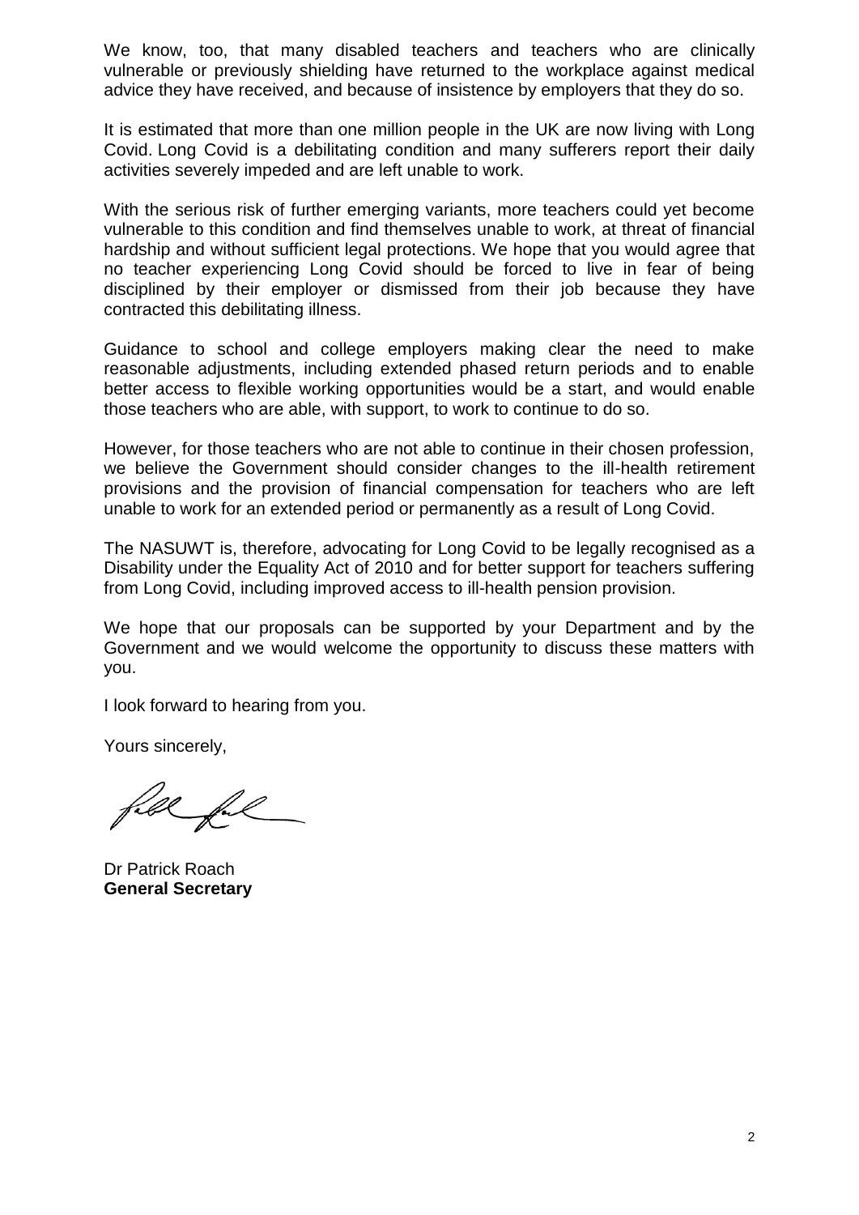We know, too, that many disabled teachers and teachers who are clinically vulnerable or previously shielding have returned to the workplace against medical advice they have received, and because of insistence by employers that they do so.

It is estimated that more than one million people in the UK are now living with Long Covid. Long Covid is a debilitating condition and many sufferers report their daily activities severely impeded and are left unable to work.

With the serious risk of further emerging variants, more teachers could yet become vulnerable to this condition and find themselves unable to work, at threat of financial hardship and without sufficient legal protections. We hope that you would agree that no teacher experiencing Long Covid should be forced to live in fear of being disciplined by their employer or dismissed from their job because they have contracted this debilitating illness.

Guidance to school and college employers making clear the need to make reasonable adjustments, including extended phased return periods and to enable better access to flexible working opportunities would be a start, and would enable those teachers who are able, with support, to work to continue to do so.

However, for those teachers who are not able to continue in their chosen profession, we believe the Government should consider changes to the ill-health retirement provisions and the provision of financial compensation for teachers who are left unable to work for an extended period or permanently as a result of Long Covid.

The NASUWT is, therefore, advocating for Long Covid to be legally recognised as a Disability under the Equality Act of 2010 and for better support for teachers suffering from Long Covid, including improved access to ill-health pension provision.

We hope that our proposals can be supported by your Department and by the Government and we would welcome the opportunity to discuss these matters with you.

I look forward to hearing from you.

Yours sincerely,

Dr Patrick Roach
**General Secretary**